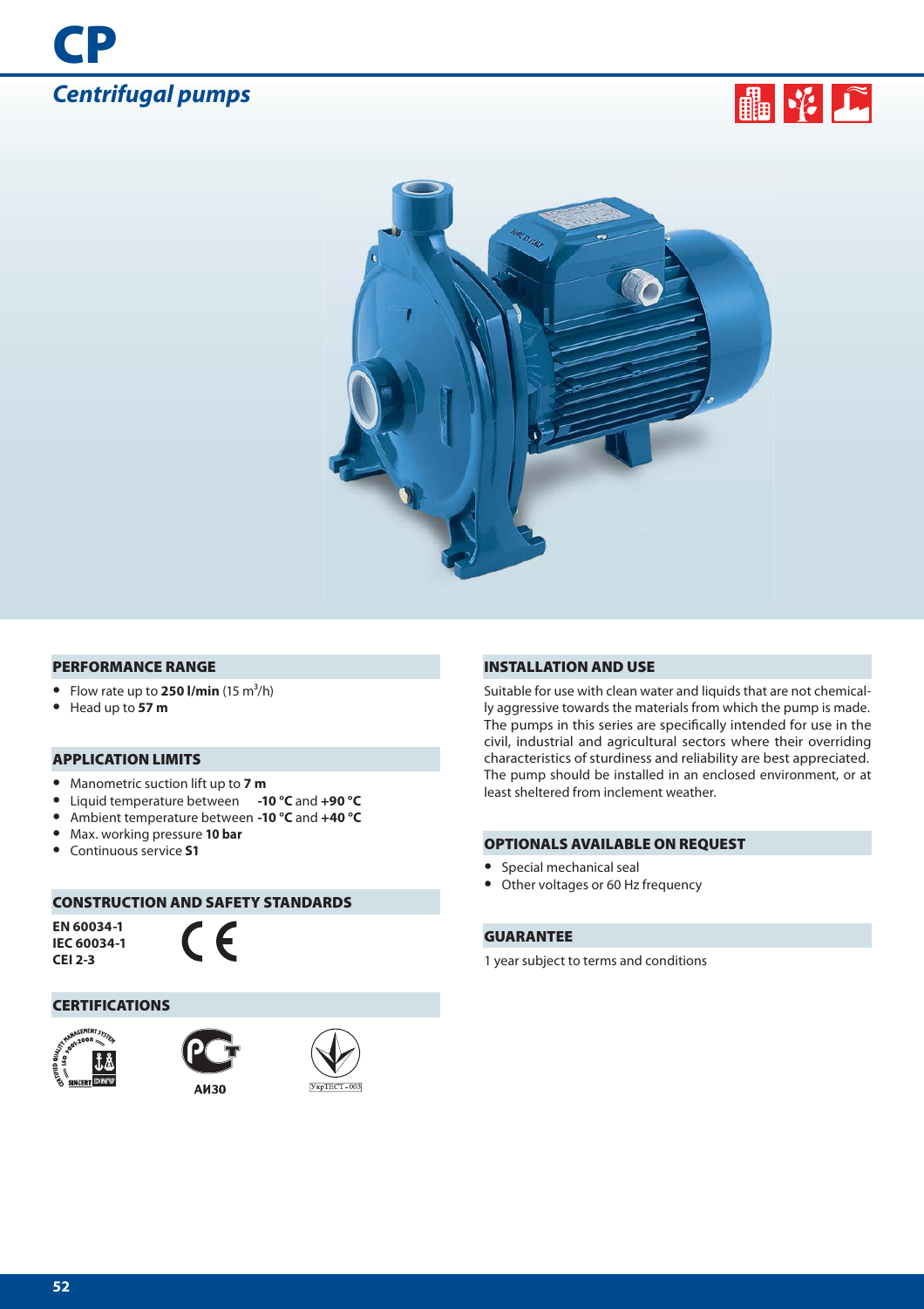# CP

## Centrifugal pumps

### PERFORMANCE RANGE

- Flow rate up to **250 l/min** (15 $m^3$/h)
- Head up to **57 m**

### APPLICATION LIMITS

- Manometric suction lift up to **7 m**
- Liquid temperature between **-10 °C** and **+90 °C**
- Ambient temperature between **-10 °C** and **+40 °C**
- Max. working pressure **10 bar**
- Continuous service **S1**

### CONSTRUCTION AND SAFETY STANDARDS

**EN 60034-1**
**IEC 60034-1**
**CEI 2-3**

CE

### CERTIFICATIONS

АИ30

УкрТЕСТ-003

### INSTALLATION AND USE

Suitable for use with clean water and liquids that are not chemically aggressive towards the materials from which the pump is made. The pumps in this series are specifically intended for use in the civil, industrial and agricultural sectors where their overriding characteristics of sturdiness and reliability are best appreciated. The pump should be installed in an enclosed environment, or at least sheltered from inclement weather.

### OPTIONALS AVAILABLE ON REQUEST

- Special mechanical seal
- Other voltages or 60 Hz frequency

### GUARANTEE

1 year subject to terms and conditions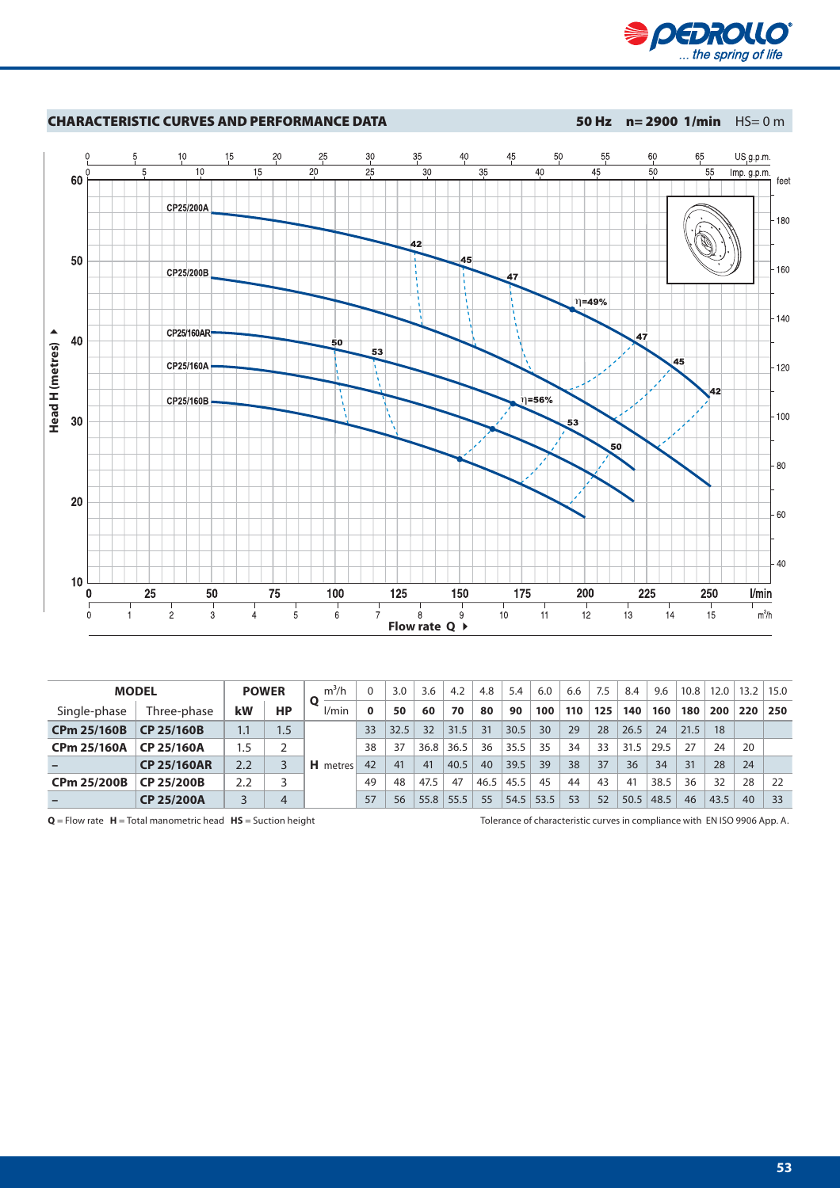## CHARACTERISTIC CURVES AND PERFORMANCE DATA

**50 Hz n= 2900 1/min** HS= 0 m

| MODEL | | POWER | | Q | m³/h | 0 | 3.0 | 3.6 | 4.2 | 4.8 | 5.4 | 6.0 | 6.6 | 7.5 | 8.4 | 9.6 | 10.8 | 12.0 | 13.2 | 15.0 |
|---|---|---|---|---|---|---|---|---|---|---|---|---|---|---|---|---|---|---|---|---|
| Single-phase | Three-phase | kW | HP | | l/min | **0** | **50** | **60** | **70** | **80** | **90** | **100** | **110** | **125** | **140** | **160** | **180** | **200** | **220** | **250** |
| **CPm 25/160B** | **CP 25/160B** | 1.1 | 1.5 | **H** | metres | 33 | 32.5 | 32 | 31.5 | 31 | 30.5 | 30 | 29 | 28 | 26.5 | 24 | 21.5 | 18 | | |
| **CPm 25/160A** | **CP 25/160A** | 1.5 | 2 | | | 38 | 37 | 36.8 | 36.5 | 36 | 35.5 | 35 | 34 | 33 | 31.5 | 29.5 | 27 | 24 | 20 | |
| **–** | **CP 25/160AR** | 2.2 | 3 | | | 42 | 41 | 41 | 40.5 | 40 | 39.5 | 39 | 38 | 37 | 36 | 34 | 31 | 28 | 24 | |
| **CPm 25/200B** | **CP 25/200B** | 2.2 | 3 | | | 49 | 48 | 47.5 | 47 | 46.5 | 45.5 | 45 | 44 | 43 | 41 | 38.5 | 36 | 32 | 28 | 22 |
| **–** | **CP 25/200A** | 3 | 4 | | | 57 | 56 | 55.8 | 55.5 | 55 | 54.5 | 53.5 | 53 | 52 | 50.5 | 48.5 | 46 | 43.5 | 40 | 33 |

**Q** = Flow rate **H** = Total manometric head **HS** = Suction height

Tolerance of characteristic curves in compliance with EN ISO 9906 App. A.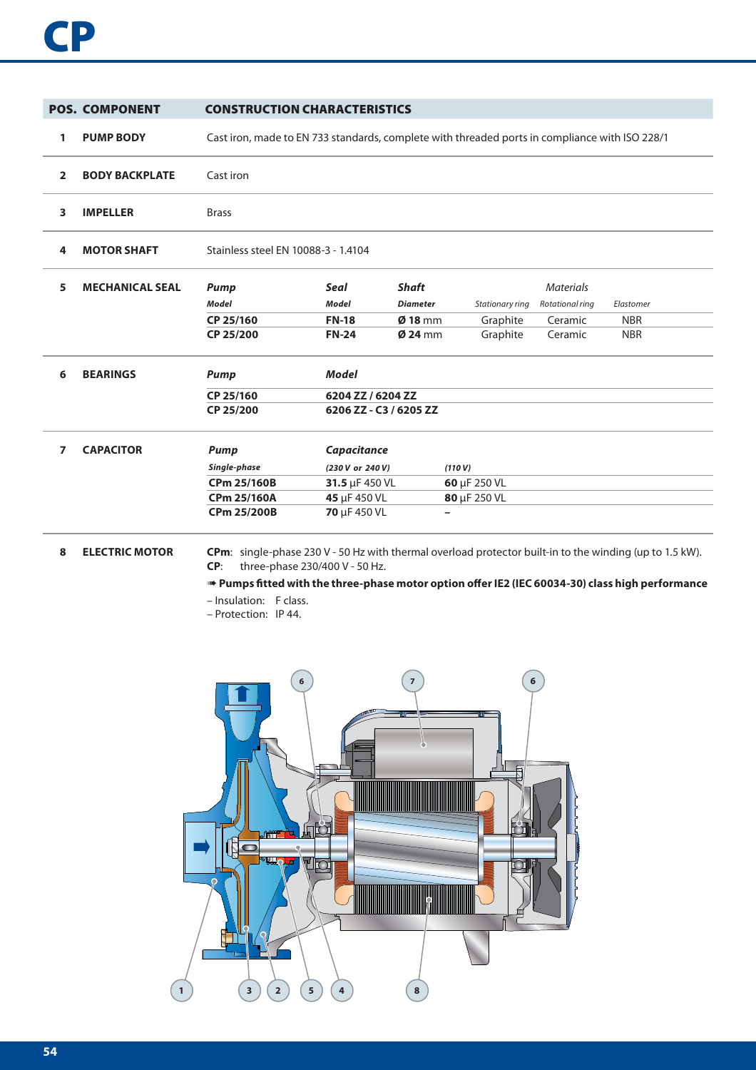# CP

| POS. | COMPONENT | CONSTRUCTION CHARACTERISTICS |
|---|---|---|
| 1 | PUMP BODY | Cast iron, made to EN 733 standards, complete with threaded ports in compliance with ISO 228/1 |
| 2 | BODY BACKPLATE | Cast iron |
| 3 | IMPELLER | Brass |
| 4 | MOTOR SHAFT | Stainless steel EN 10088-3 - 1.4104 |
| 5 | MECHANICAL SEAL | see table below |
| 6 | BEARINGS | see table below |
| 7 | CAPACITOR | see table below |
| 8 | ELECTRIC MOTOR | see below |

**5 MECHANICAL SEAL**

| *Pump* | *Seal* | *Shaft* | *Materials* | | |
|---|---|---|---|---|---|
| *Model* | *Model* | *Diameter* | *Stationary ring* | *Rotational ring* | *Elastomer* |
| **CP 25/160** | **FN-18** | **Ø 18** mm | Graphite | Ceramic | NBR |
| **CP 25/200** | **FN-24** | **Ø 24** mm | Graphite | Ceramic | NBR |

**6 BEARINGS**

| *Pump* | *Model* |
|---|---|
| **CP 25/160** | **6204 ZZ / 6204 ZZ** |
| **CP 25/200** | **6206 ZZ - C3 / 6205 ZZ** |

**7 CAPACITOR**

| *Pump* | *Capacitance* | |
|---|---|---|
| *Single-phase* | *(230 V or 240 V)* | *(110 V)* |
| **CPm 25/160B** | **31.5** µF 450 VL | **60** µF 250 VL |
| **CPm 25/160A** | **45** µF 450 VL | **80** µF 250 VL |
| **CPm 25/200B** | **70** µF 450 VL | – |

**8 ELECTRIC MOTOR**

**CPm**: single-phase 230 V - 50 Hz with thermal overload protector built-in to the winding (up to 1.5 kW).
**CP**: three-phase 230/400 V - 50 Hz.

➠ **Pumps fitted with the three-phase motor option offer IE2 (IEC 60034-30) class high performance**

– Insulation: F class.
– Protection: IP 44.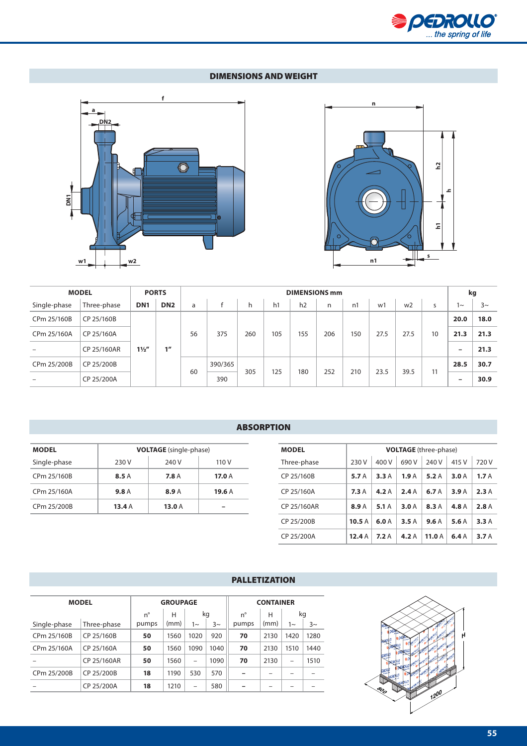## DIMENSIONS AND WEIGHT

| MODEL | | PORTS | | DIMENSIONS mm | | | | | | | | | | kg | |
|---|---|---|---|---|---|---|---|---|---|---|---|---|---|---|---|
| Single-phase | Three-phase | DN1 | DN2 | a | f | h | h1 | h2 | n | n1 | w1 | w2 | s | 1~ | 3~ |
| CPm 25/160B | CP 25/160B | 1½" | 1" | 56 | 375 | 260 | 105 | 155 | 206 | 150 | 27.5 | 27.5 | 10 | **20.0** | **18.0** |
| CPm 25/160A | CP 25/160A | | | | | | | | | | | | | **21.3** | **21.3** |
| – | CP 25/160AR | | | | | | | | | | | | | – | **21.3** |
| CPm 25/200B | CP 25/200B | | | 60 | 390/365 | 305 | 125 | 180 | 252 | 210 | 23.5 | 39.5 | 11 | **28.5** | **30.7** |
| – | CP 25/200A | | | | 390 | | | | | | | | | – | **30.9** |

## ABSORPTION

| MODEL | VOLTAGE (single-phase) | | |
|---|---|---|---|
| Single-phase | 230 V | 240 V | 110 V |
| CPm 25/160B | **8.5** A | **7.8** A | **17.0** A |
| CPm 25/160A | **9.8** A | **8.9** A | **19.6** A |
| CPm 25/200B | **13.4** A | **13.0** A | – |

| MODEL | VOLTAGE (three-phase) | | | | | |
|---|---|---|---|---|---|---|
| Three-phase | 230 V | 400 V | 690 V | 240 V | 415 V | 720 V |
| CP 25/160B | **5.7** A | **3.3** A | **1.9** A | **5.2** A | **3.0** A | **1.7** A |
| CP 25/160A | **7.3** A | **4.2** A | **2.4** A | **6.7** A | **3.9** A | **2.3** A |
| CP 25/160AR | **8.9** A | **5.1** A | **3.0** A | **8.3** A | **4.8** A | **2.8** A |
| CP 25/200B | **10.5** A | **6.0** A | **3.5** A | **9.6** A | **5.6** A | **3.3** A |
| CP 25/200A | **12.4** A | **7.2** A | **4.2** A | **11.0** A | **6.4** A | **3.7** A |

## PALLETIZATION

| MODEL | | GROUPAGE | | | | CONTAINER | | | |
|---|---|---|---|---|---|---|---|---|---|
| | | n° | H | kg | | n° | H | kg | |
| Single-phase | Three-phase | pumps | (mm) | 1~ | 3~ | pumps | (mm) | 1~ | 3~ |
| CPm 25/160B | CP 25/160B | **50** | 1560 | 1020 | 920 | **70** | 2130 | 1420 | 1280 |
| CPm 25/160A | CP 25/160A | **50** | 1560 | 1090 | 1040 | **70** | 2130 | 1510 | 1440 |
| – | CP 25/160AR | **50** | 1560 | – | 1090 | **70** | 2130 | – | 1510 |
| CPm 25/200B | CP 25/200B | **18** | 1190 | 530 | 570 | – | – | – | – |
| – | CP 25/200A | **18** | 1210 | – | 580 | – | – | – | – |